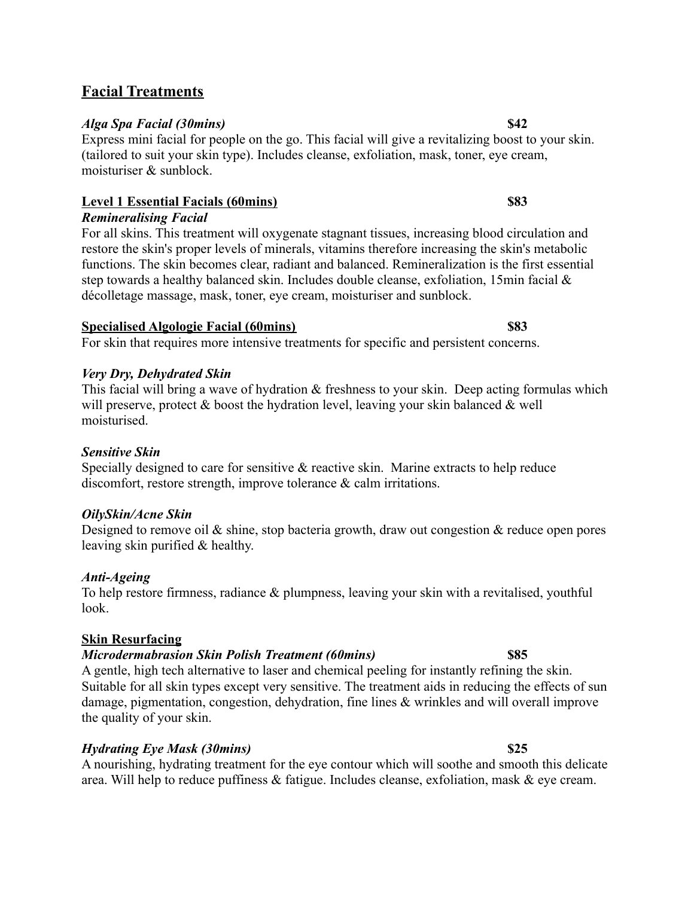## Facial Treatments

***Alga Spa Facial (30mins)*** **$42**

Express mini facial for people on the go. This facial will give a revitalizing boost to your skin. (tailored to suit your skin type). Includes cleanse, exfoliation, mask, toner, eye cream, moisturiser & sunblock.

### Level 1 Essential Facials (60mins) $83

***Remineralising Facial***

For all skins. This treatment will oxygenate stagnant tissues, increasing blood circulation and restore the skin's proper levels of minerals, vitamins therefore increasing the skin's metabolic functions. The skin becomes clear, radiant and balanced. Remineralization is the first essential step towards a healthy balanced skin. Includes double cleanse, exfoliation, 15min facial & décolletage massage, mask, toner, eye cream, moisturiser and sunblock.

### Specialised Algologie Facial (60mins) $83

For skin that requires more intensive treatments for specific and persistent concerns.

***Very Dry, Dehydrated Skin***

This facial will bring a wave of hydration & freshness to your skin. Deep acting formulas which will preserve, protect & boost the hydration level, leaving your skin balanced & well moisturised.

***Sensitive Skin***

Specially designed to care for sensitive & reactive skin. Marine extracts to help reduce discomfort, restore strength, improve tolerance & calm irritations.

***OilySkin/Acne Skin***

Designed to remove oil & shine, stop bacteria growth, draw out congestion & reduce open pores leaving skin purified & healthy.

***Anti-Ageing***

To help restore firmness, radiance & plumpness, leaving your skin with a revitalised, youthful look.

### Skin Resurfacing

***Microdermabrasion Skin Polish Treatment (60mins)*** **$85**

A gentle, high tech alternative to laser and chemical peeling for instantly refining the skin. Suitable for all skin types except very sensitive. The treatment aids in reducing the effects of sun damage, pigmentation, congestion, dehydration, fine lines & wrinkles and will overall improve the quality of your skin.

***Hydrating Eye Mask (30mins)*** **$25**

A nourishing, hydrating treatment for the eye contour which will soothe and smooth this delicate area. Will help to reduce puffiness & fatigue. Includes cleanse, exfoliation, mask & eye cream.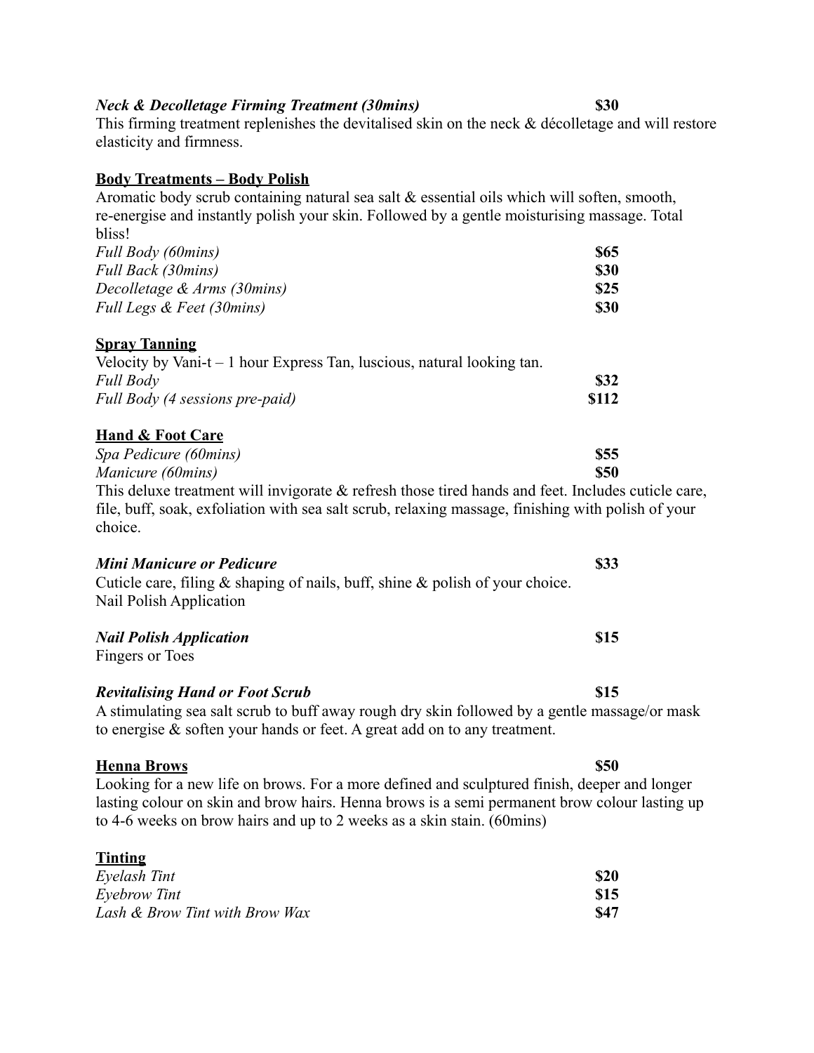***Neck & Decolletage Firming Treatment (30mins)*** **$30**

This firming treatment replenishes the devitalised skin on the neck & décolletage and will restore elasticity and firmness.

## Body Treatments – Body Polish

Aromatic body scrub containing natural sea salt & essential oils which will soften, smooth, re-energise and instantly polish your skin. Followed by a gentle moisturising massage. Total bliss!

| | |
|---|---|
| *Full Body (60mins)* | **$65** |
| *Full Back (30mins)* | **$30** |
| *Decolletage & Arms (30mins)* | **$25** |
| *Full Legs & Feet (30mins)* | **$30** |

## Spray Tanning

Velocity by Vani-t – 1 hour Express Tan, luscious, natural looking tan.

| | |
|---|---|
| *Full Body* | **$32** |
| *Full Body (4 sessions pre-paid)* | **$112** |

## Hand & Foot Care

| | |
|---|---|
| *Spa Pedicure (60mins)* | **$55** |
| *Manicure (60mins)* | **$50** |

This deluxe treatment will invigorate & refresh those tired hands and feet. Includes cuticle care, file, buff, soak, exfoliation with sea salt scrub, relaxing massage, finishing with polish of your choice.

***Mini Manicure or Pedicure*** **$33**

Cuticle care, filing & shaping of nails, buff, shine & polish of your choice.
Nail Polish Application

***Nail Polish Application*** **$15**

Fingers or Toes

***Revitalising Hand or Foot Scrub*** **$15**

A stimulating sea salt scrub to buff away rough dry skin followed by a gentle massage/or mask to energise & soften your hands or feet. A great add on to any treatment.

## Henna Brows **$50**

Looking for a new life on brows. For a more defined and sculptured finish, deeper and longer lasting colour on skin and brow hairs. Henna brows is a semi permanent brow colour lasting up to 4-6 weeks on brow hairs and up to 2 weeks as a skin stain. (60mins)

## Tinting

| | |
|---|---|
| *Eyelash Tint* | **$20** |
| *Eyebrow Tint* | **$15** |
| *Lash & Brow Tint with Brow Wax* | **$47** |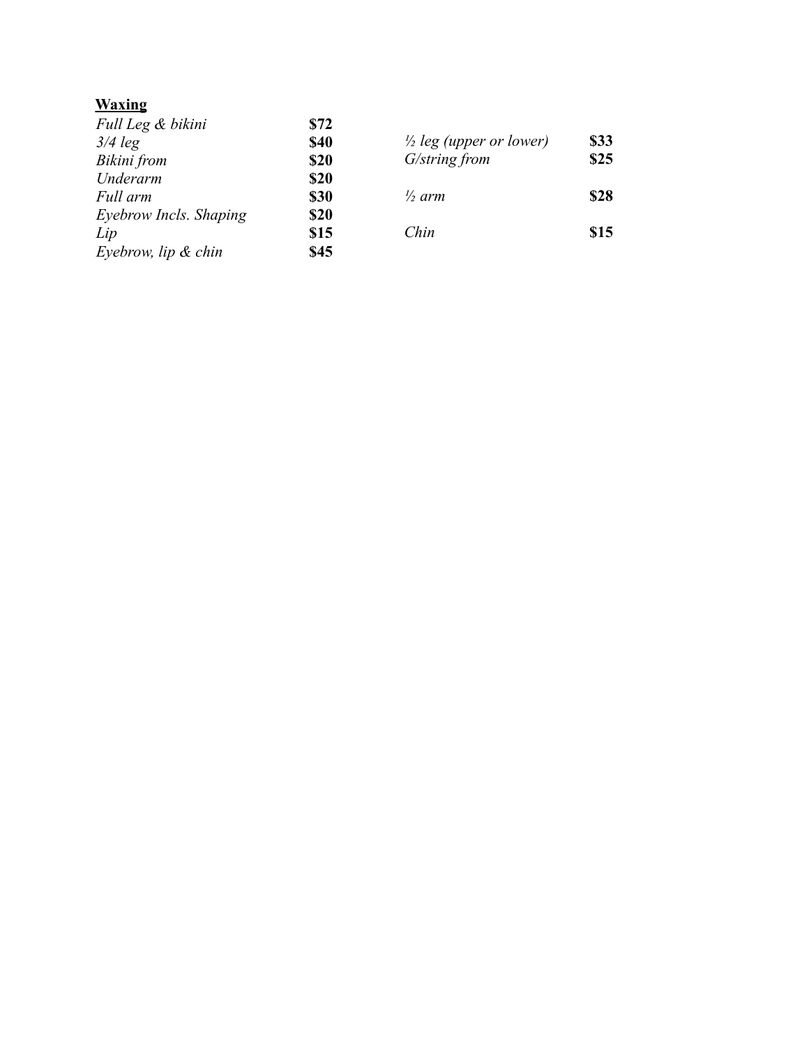**Waxing**

| | | | |
|---|---|---|---|
| *Full Leg & bikini* | **$72** | | |
| *3/4 leg* | **$40** | *½ leg (upper or lower)* | **$33** |
| *Bikini from* | **$20** | *G/string from* | **$25** |
| *Underarm* | **$20** | | |
| *Full arm* | **$30** | *½ arm* | **$28** |
| *Eyebrow Incls. Shaping* | **$20** | | |
| *Lip* | **$15** | *Chin* | **$15** |
| *Eyebrow, lip & chin* | **$45** | | |